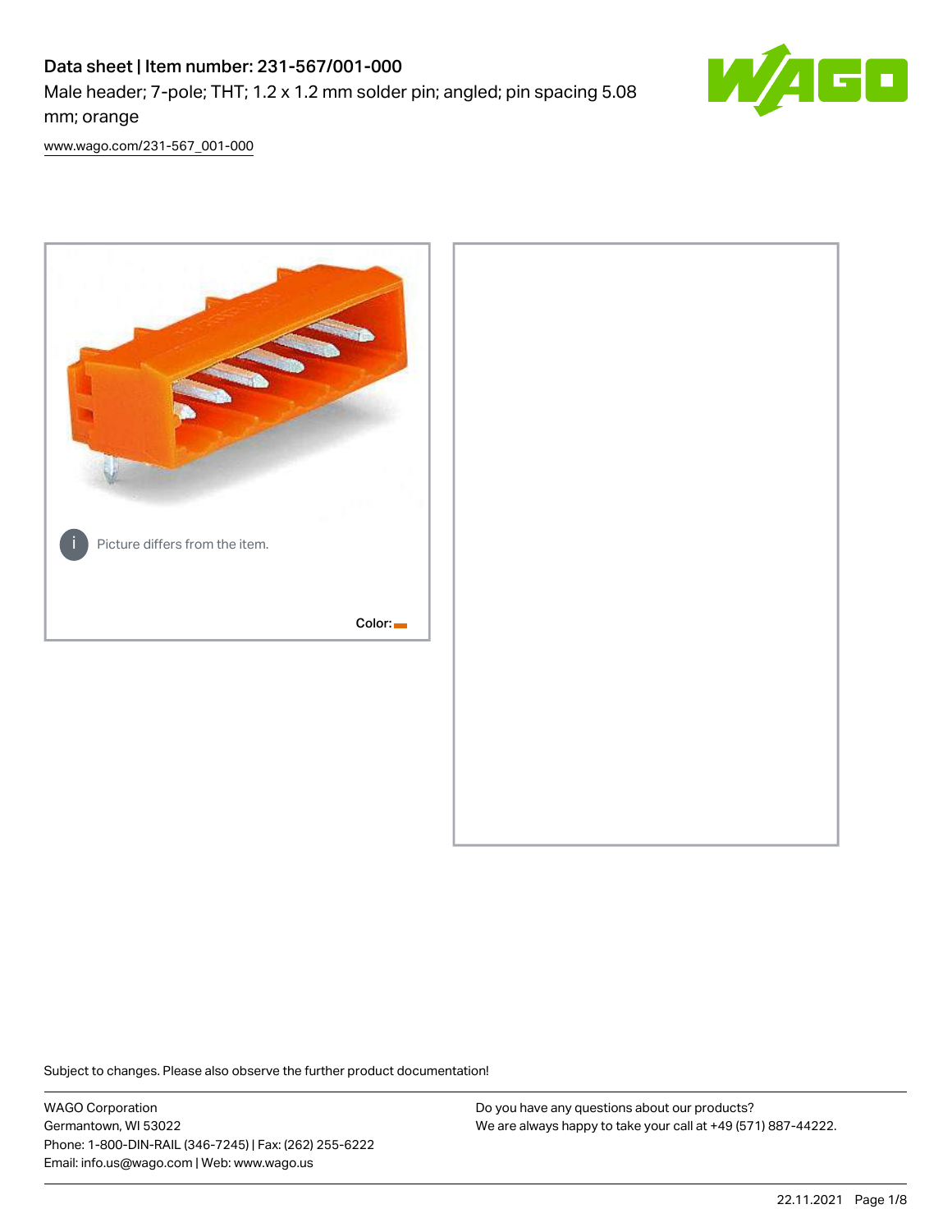# Data sheet | Item number: 231-567/001-000

Male header; 7-pole; THT; 1.2 x 1.2 mm solder pin; angled; pin spacing 5.08 mm; orange

www.wago.com/231-567_001-000

Picture differs from the item.

Color:

Subject to changes. Please also observe the further product documentation!

WAGO Corporation
Germantown, WI 53022
Phone: 1-800-DIN-RAIL (346-7245) | Fax: (262) 255-6222
Email: info.us@wago.com | Web: www.wago.us

Do you have any questions about our products?
We are always happy to take your call at +49 (571) 887-44222.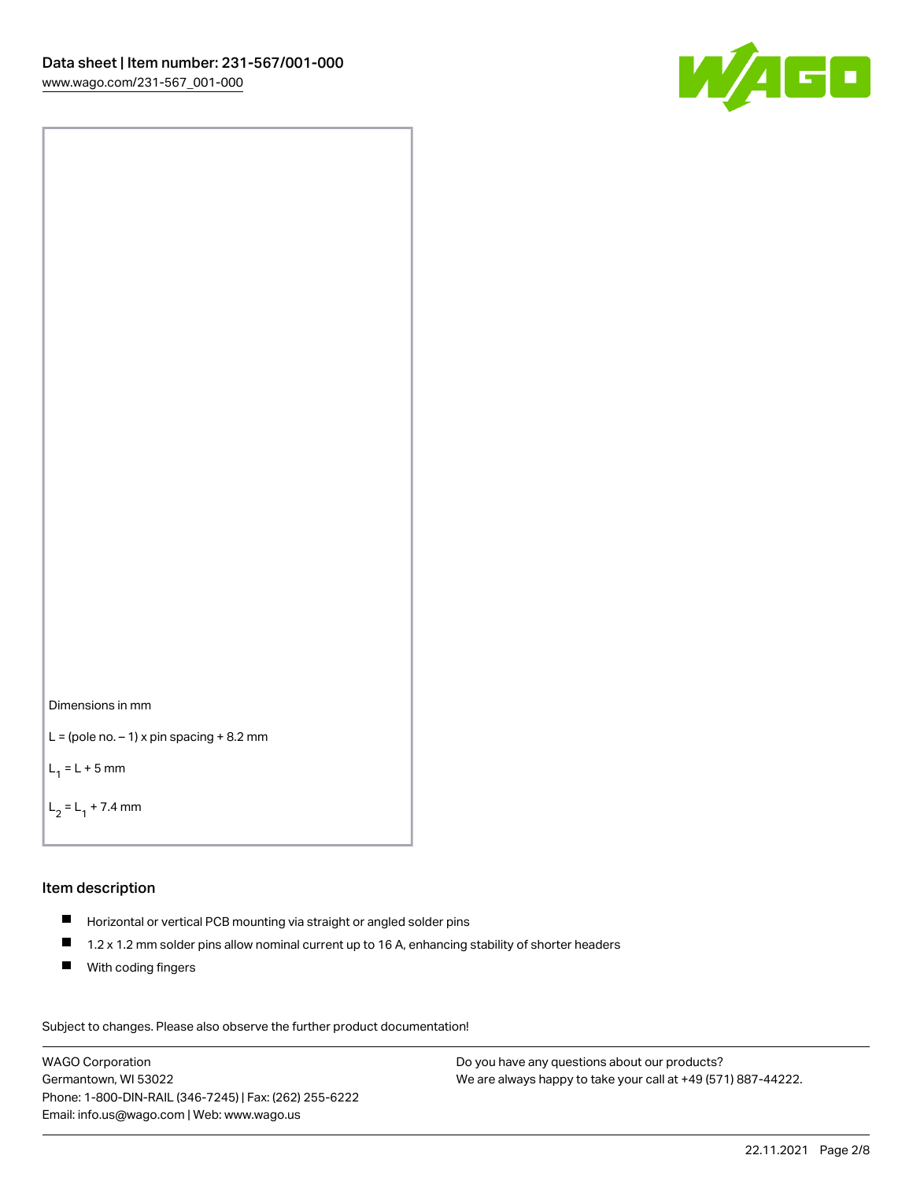Dimensions in mm

L = (pole no. − 1) x pin spacing + 8.2 mm

$L_1$ = L + 5 mm

$L_2$ = $L_1$ + 7.4 mm

## Item description

- Horizontal or vertical PCB mounting via straight or angled solder pins
- 1.2 x 1.2 mm solder pins allow nominal current up to 16 A, enhancing stability of shorter headers
- With coding fingers

Subject to changes. Please also observe the further product documentation!

WAGO Corporation
Germantown, WI 53022
Phone: 1-800-DIN-RAIL (346-7245) | Fax: (262) 255-6222
Email: info.us@wago.com | Web: www.wago.us

Do you have any questions about our products?
We are always happy to take your call at +49 (571) 887-44222.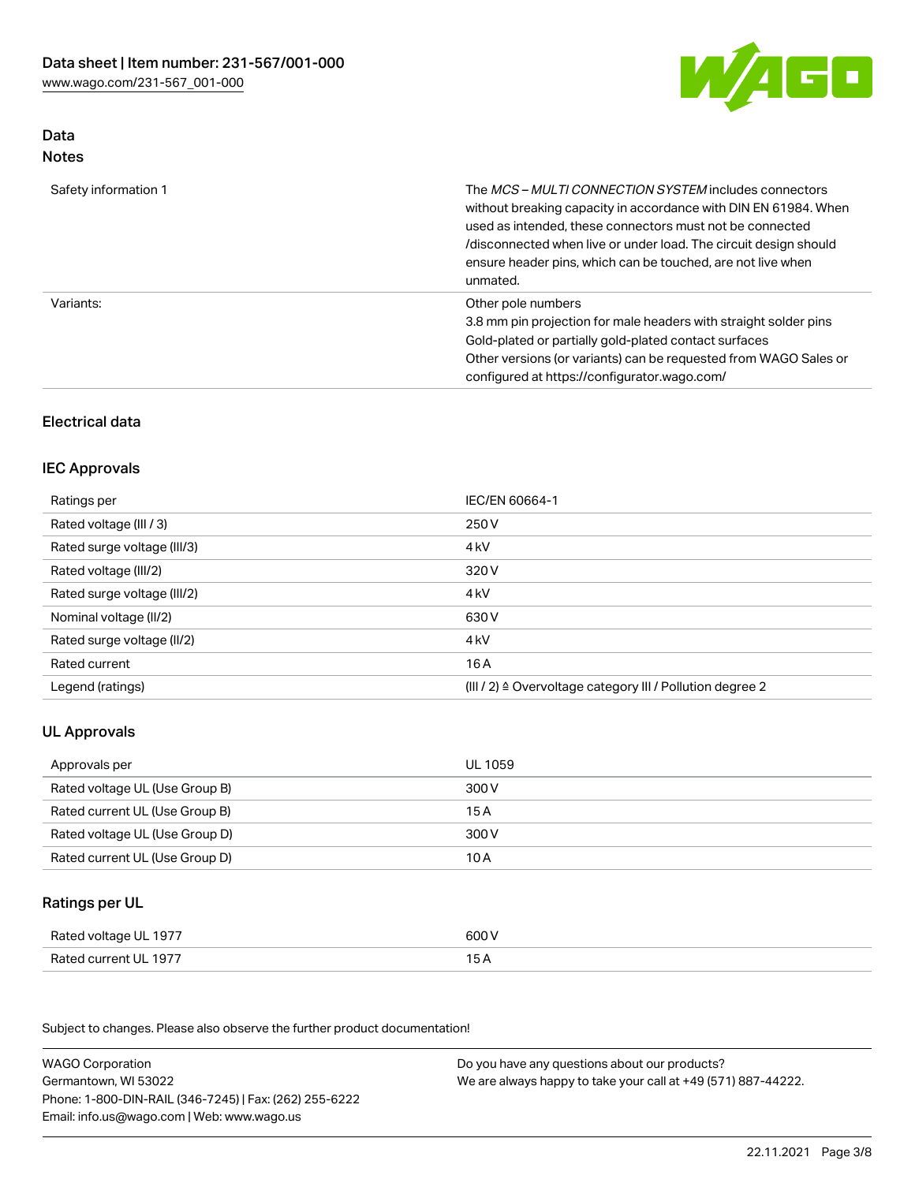## Data
### Notes

| | |
|---|---|
| Safety information 1 | The *MCS – MULTI CONNECTION SYSTEM* includes connectors without breaking capacity in accordance with DIN EN 61984. When used as intended, these connectors must not be connected /disconnected when live or under load. The circuit design should ensure header pins, which can be touched, are not live when unmated. |
| Variants: | Other pole numbers<br>3.8 mm pin projection for male headers with straight solder pins<br>Gold-plated or partially gold-plated contact surfaces<br>Other versions (or variants) can be requested from WAGO Sales or configured at https://configurator.wago.com/ |

## Electrical data

### IEC Approvals

| | |
|---|---|
| Ratings per | IEC/EN 60664-1 |
| Rated voltage (III / 3) | 250 V |
| Rated surge voltage (III/3) | 4 kV |
| Rated voltage (III/2) | 320 V |
| Rated surge voltage (III/2) | 4 kV |
| Nominal voltage (II/2) | 630 V |
| Rated surge voltage (II/2) | 4 kV |
| Rated current | 16 A |
| Legend (ratings) | (III / 2) ≙ Overvoltage category III / Pollution degree 2 |

### UL Approvals

| | |
|---|---|
| Approvals per | UL 1059 |
| Rated voltage UL (Use Group B) | 300 V |
| Rated current UL (Use Group B) | 15 A |
| Rated voltage UL (Use Group D) | 300 V |
| Rated current UL (Use Group D) | 10 A |

### Ratings per UL

| | |
|---|---|
| Rated voltage UL 1977 | 600 V |
| Rated current UL 1977 | 15 A |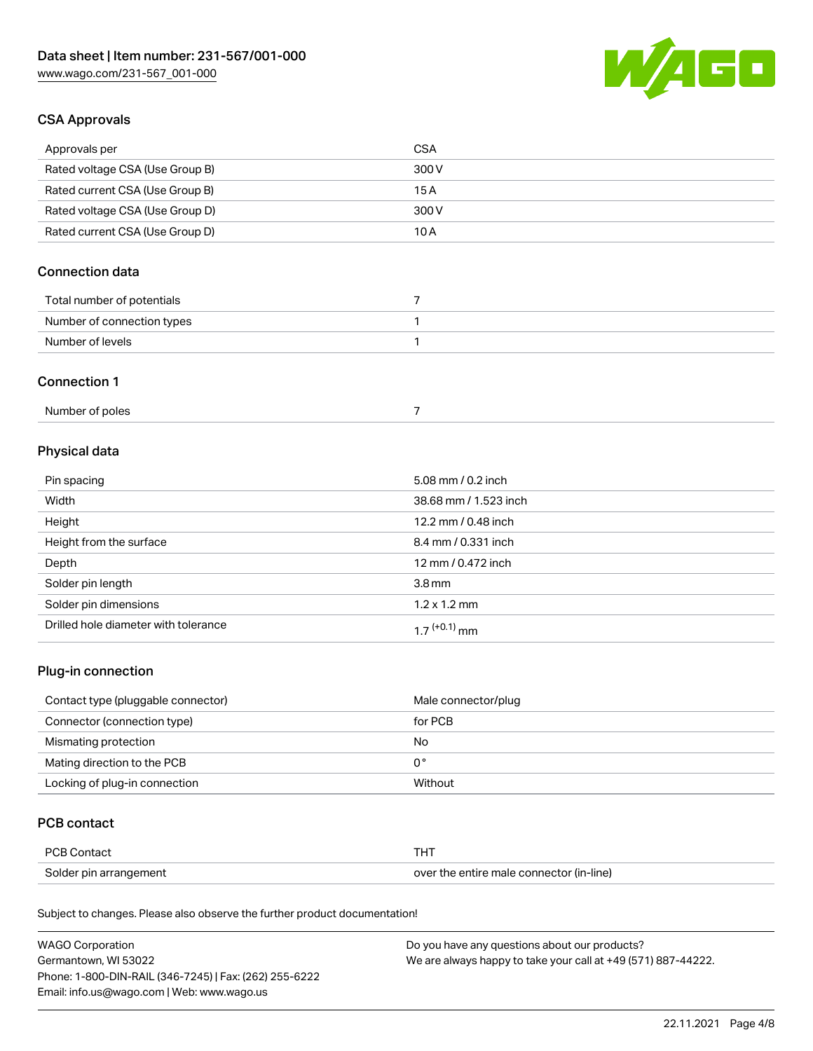## CSA Approvals

| Approvals per | CSA |
| --- | --- |
| Rated voltage CSA (Use Group B) | 300 V |
| Rated current CSA (Use Group B) | 15 A |
| Rated voltage CSA (Use Group D) | 300 V |
| Rated current CSA (Use Group D) | 10 A |

## Connection data

| Total number of potentials | 7 |
| --- | --- |
| Number of connection types | 1 |
| Number of levels | 1 |

## Connection 1

| Number of poles | 7 |
| --- | --- |

## Physical data

| Pin spacing | 5.08 mm / 0.2 inch |
| --- | --- |
| Width | 38.68 mm / 1.523 inch |
| Height | 12.2 mm / 0.48 inch |
| Height from the surface | 8.4 mm / 0.331 inch |
| Depth | 12 mm / 0.472 inch |
| Solder pin length | 3.8 mm |
| Solder pin dimensions | 1.2 x 1.2 mm |
| Drilled hole diameter with tolerance | $1.7^{(+0.1)}$ mm |

## Plug-in connection

| Contact type (pluggable connector) | Male connector/plug |
| --- | --- |
| Connector (connection type) | for PCB |
| Mismating protection | No |
| Mating direction to the PCB | 0 ° |
| Locking of plug-in connection | Without |

## PCB contact

| PCB Contact | THT |
| --- | --- |
| Solder pin arrangement | over the entire male connector (in-line) |

Subject to changes. Please also observe the further product documentation!

WAGO Corporation
Germantown, WI 53022
Phone: 1-800-DIN-RAIL (346-7245) | Fax: (262) 255-6222
Email: info.us@wago.com | Web: www.wago.us

Do you have any questions about our products?
We are always happy to take your call at +49 (571) 887-44222.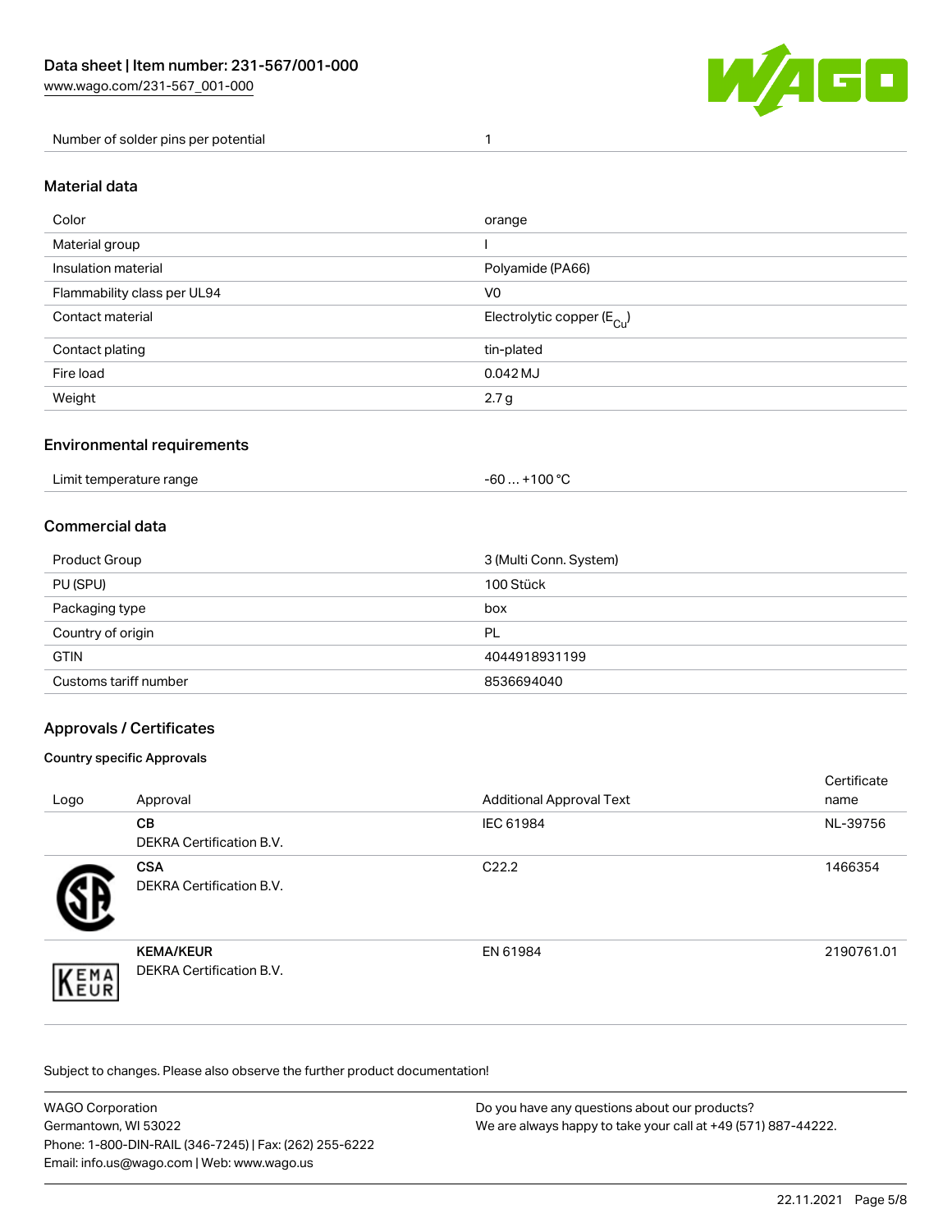| | |
|---|---|
| Number of solder pins per potential | 1 |

## Material data

| | |
|---|---|
| Color | orange |
| Material group | I |
| Insulation material | Polyamide (PA66) |
| Flammability class per UL94 | V0 |
| Contact material | Electrolytic copper ($E_{Cu}$) |
| Contact plating | tin-plated |
| Fire load | 0.042 MJ |
| Weight | 2.7 g |

## Environmental requirements

| | |
|---|---|
| Limit temperature range | -60 … +100 °C |

## Commercial data

| | |
|---|---|
| Product Group | 3 (Multi Conn. System) |
| PU (SPU) | 100 Stück |
| Packaging type | box |
| Country of origin | PL |
| GTIN | 4044918931199 |
| Customs tariff number | 8536694040 |

## Approvals / Certificates

### Country specific Approvals

| Logo | Approval | Additional Approval Text | Certificate name |
|---|---|---|---|
| | **CB** DEKRA Certification B.V. | IEC 61984 | NL-39756 |
| | **CSA** DEKRA Certification B.V. | C22.2 | 1466354 |
| | **KEMA/KEUR** DEKRA Certification B.V. | EN 61984 | 2190761.01 |

Subject to changes. Please also observe the further product documentation!

WAGO Corporation
Germantown, WI 53022
Phone: 1-800-DIN-RAIL (346-7245) | Fax: (262) 255-6222
Email: info.us@wago.com | Web: www.wago.us

Do you have any questions about our products?
We are always happy to take your call at +49 (571) 887-44222.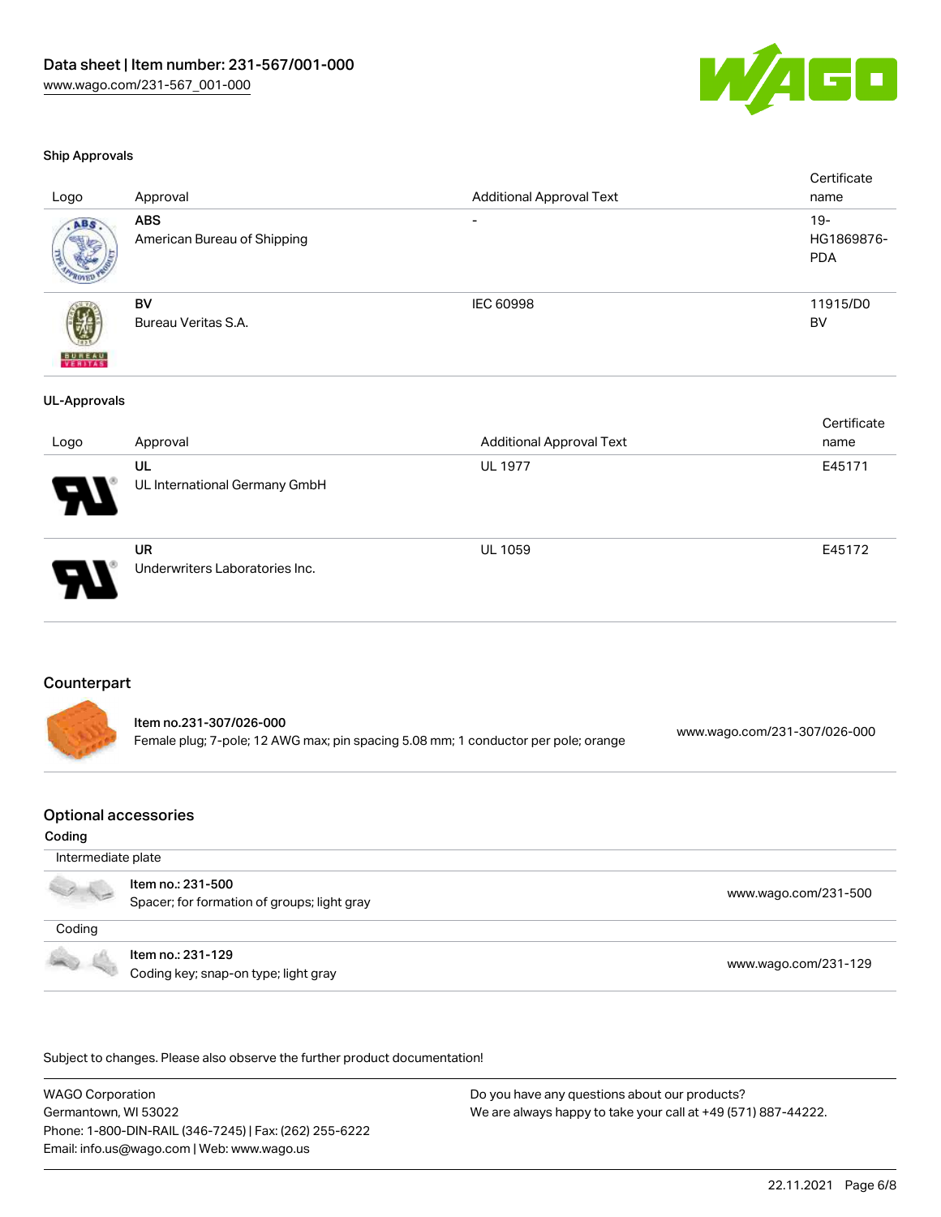#### Ship Approvals

| Logo | Approval | Additional Approval Text | Certificate name |
| --- | --- | --- | --- |
| | **ABS**<br>American Bureau of Shipping | - | 19-HG1869876-PDA |
| | **BV**<br>Bureau Veritas S.A. | IEC 60998 | 11915/D0 BV |

#### UL-Approvals

| Logo | Approval | Additional Approval Text | Certificate name |
| --- | --- | --- | --- |
| | **UL**<br>UL International Germany GmbH | UL 1977 | E45171 |
| | **UR**<br>Underwriters Laboratories Inc. | UL 1059 | E45172 |

## Counterpart

| | |
| --- | --- |
| **Item no.231-307/026-000**<br>Female plug; 7-pole; 12 AWG max; pin spacing 5.08 mm; 1 conductor per pole; orange | www.wago.com/231-307/026-000 |

## Optional accessories

**Coding**

Intermediate plate

| | |
| --- | --- |
| **Item no.: 231-500**<br>Spacer; for formation of groups; light gray | www.wago.com/231-500 |

Coding

| | |
| --- | --- |
| **Item no.: 231-129**<br>Coding key; snap-on type; light gray | www.wago.com/231-129 |

Subject to changes. Please also observe the further product documentation!

WAGO Corporation
Germantown, WI 53022
Phone: 1-800-DIN-RAIL (346-7245) | Fax: (262) 255-6222
Email: info.us@wago.com | Web: www.wago.us

Do you have any questions about our products?
We are always happy to take your call at +49 (571) 887-44222.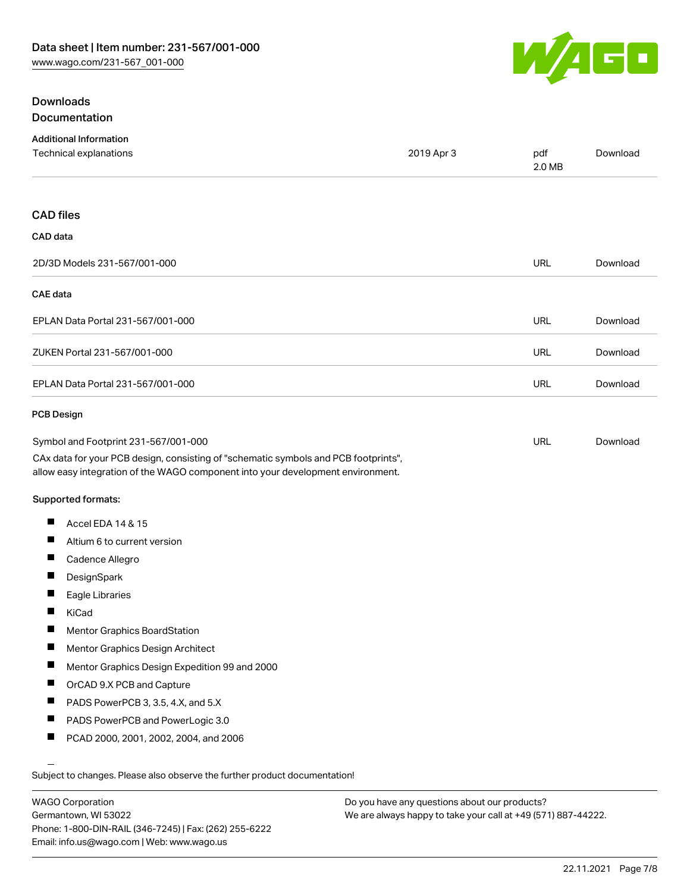## Downloads

### Documentation

**Additional Information**

| | | | |
|---|---|---|---|
| Technical explanations | 2019 Apr 3 | pdf 2.0 MB | Download |

### CAD files

**CAD data**

| | | |
|---|---|---|
| 2D/3D Models 231-567/001-000 | URL | Download |

**CAE data**

| | | |
|---|---|---|
| EPLAN Data Portal 231-567/001-000 | URL | Download |
| ZUKEN Portal 231-567/001-000 | URL | Download |
| EPLAN Data Portal 231-567/001-000 | URL | Download |

**PCB Design**

| | | |
|---|---|---|
| Symbol and Footprint 231-567/001-000 | URL | Download |

CAx data for your PCB design, consisting of "schematic symbols and PCB footprints", allow easy integration of the WAGO component into your development environment.

**Supported formats:**

- Accel EDA 14 & 15
- Altium 6 to current version
- Cadence Allegro
- DesignSpark
- Eagle Libraries
- KiCad
- Mentor Graphics BoardStation
- Mentor Graphics Design Architect
- Mentor Graphics Design Expedition 99 and 2000
- OrCAD 9.X PCB and Capture
- PADS PowerPCB 3, 3.5, 4.X, and 5.X
- PADS PowerPCB and PowerLogic 3.0
- PCAD 2000, 2001, 2002, 2004, and 2006

Subject to changes. Please also observe the further product documentation!

WAGO Corporation
Germantown, WI 53022
Phone: 1-800-DIN-RAIL (346-7245) | Fax: (262) 255-6222
Email: info.us@wago.com | Web: www.wago.us

Do you have any questions about our products?
We are always happy to take your call at +49 (571) 887-44222.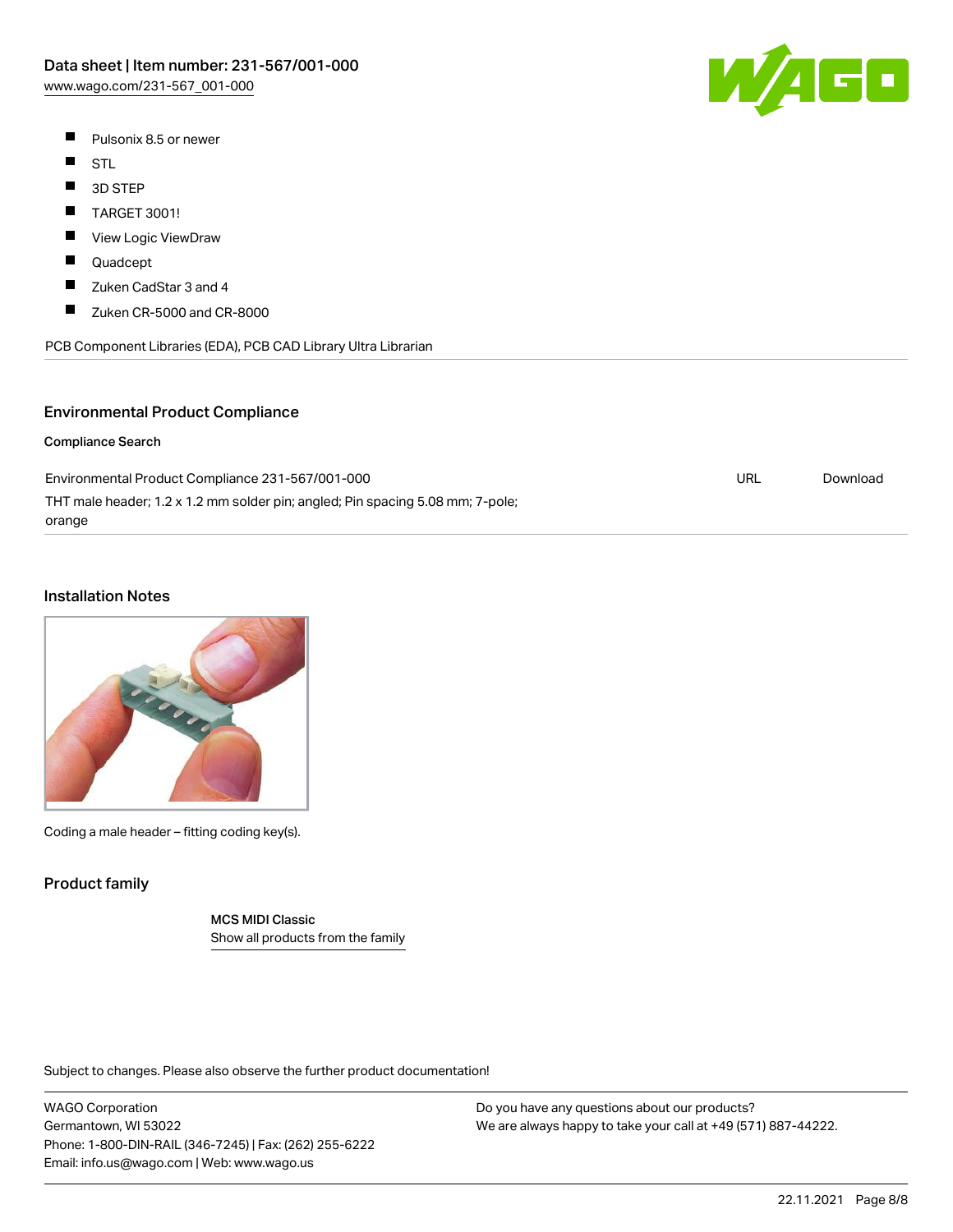- Pulsonix 8.5 or newer
- STL
- 3D STEP
- TARGET 3001!
- View Logic ViewDraw
- Quadcept
- Zuken CadStar 3 and 4
- Zuken CR-5000 and CR-8000

PCB Component Libraries (EDA), PCB CAD Library Ultra Librarian

## Environmental Product Compliance

**Compliance Search**

| | | |
|---|---|---|
| Environmental Product Compliance 231-567/001-000<br>THT male header; 1.2 x 1.2 mm solder pin; angled; Pin spacing 5.08 mm; 7-pole; orange | URL | Download |

## Installation Notes

Coding a male header – fitting coding key(s).

## Product family

MCS MIDI Classic
Show all products from the family

Subject to changes. Please also observe the further product documentation!

WAGO Corporation
Germantown, WI 53022
Phone: 1-800-DIN-RAIL (346-7245) | Fax: (262) 255-6222
Email: info.us@wago.com | Web: www.wago.us

Do you have any questions about our products?
We are always happy to take your call at +49 (571) 887-44222.